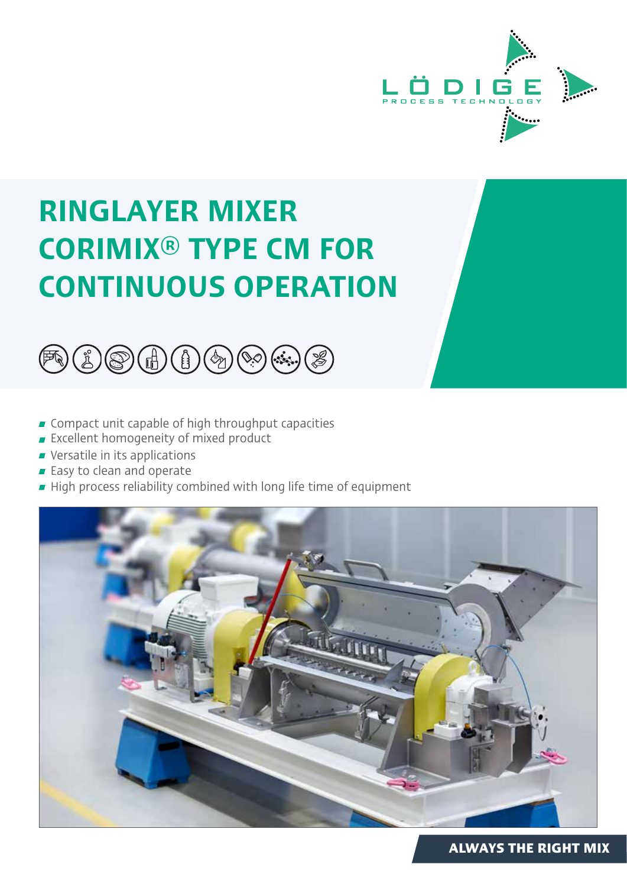LÖDIGE
PROCESS TECHNOLOGY

# RINGLAYER MIXER CORIMIX® TYPE CM FOR CONTINUOUS OPERATION

- Compact unit capable of high throughput capacities
- Excellent homogeneity of mixed product
- Versatile in its applications
- Easy to clean and operate
- High process reliability combined with long life time of equipment

ALWAYS THE RIGHT MIX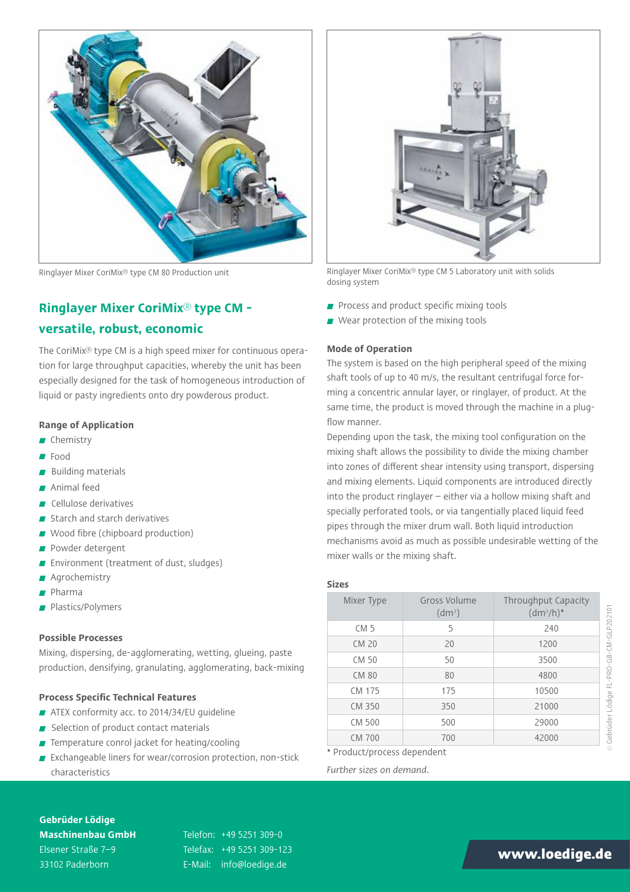Ringlayer Mixer CoriMix® type CM 80 Production unit

Ringlayer Mixer CoriMix® type CM 5 Laboratory unit with solids dosing system

## Ringlayer Mixer CoriMix® type CM - versatile, robust, economic

The CoriMix® type CM is a high speed mixer for continuous operation for large throughput capacities, whereby the unit has been especially designed for the task of homogeneous introduction of liquid or pasty ingredients onto dry powderous product.

### Range of Application

- Chemistry
- Food
- Building materials
- Animal feed
- Cellulose derivatives
- Starch and starch derivatives
- Wood fibre (chipboard production)
- Powder detergent
- Environment (treatment of dust, sludges)
- Agrochemistry
- Pharma
- Plastics/Polymers

### Possible Processes

Mixing, dispersing, de-agglomerating, wetting, glueing, paste production, densifying, granulating, agglomerating, back-mixing

### Process Specific Technical Features

- ATEX conformity acc. to 2014/34/EU guideline
- Selection of product contact materials
- Temperature conrol jacket for heating/cooling
- Exchangeable liners for wear/corrosion protection, non-stick characteristics
- Process and product specific mixing tools
- Wear protection of the mixing tools

### Mode of Operation

The system is based on the high peripheral speed of the mixing shaft tools of up to 40 m/s, the resultant centrifugal force forming a concentric annular layer, or ringlayer, of product. At the same time, the product is moved through the machine in a plug-flow manner.

Depending upon the task, the mixing tool configuration on the mixing shaft allows the possibility to divide the mixing chamber into zones of different shear intensity using transport, dispersing and mixing elements. Liquid components are introduced directly into the product ringlayer – either via a hollow mixing shaft and specially perforated tools, or via tangentially placed liquid feed pipes through the mixer drum wall. Both liquid introduction mechanisms avoid as much as possible undesirable wetting of the mixer walls or the mixing shaft.

### Sizes

| Mixer Type | Gross Volume ($dm^3$) | Throughput Capacity ($dm^3/h$)* |
|---|---|---|
| CM 5 | 5 | 240 |
| CM 20 | 20 | 1200 |
| CM 50 | 50 | 3500 |
| CM 80 | 80 | 4800 |
| CM 175 | 175 | 10500 |
| CM 350 | 350 | 21000 |
| CM 500 | 500 | 29000 |
| CM 700 | 700 | 42000 |

* Product/process dependent

*Further sizes on demand.*

© Gebrüder Lödige FL-PRO-GB-CM-GLP202101

**Gebrüder Lödige Maschinenbau GmbH**
Elsener Straße 7–9
33102 Paderborn

Telefon: +49 5251 309-0
Telefax: +49 5251 309-123
E-Mail: info@loedige.de

**www.loedige.de**